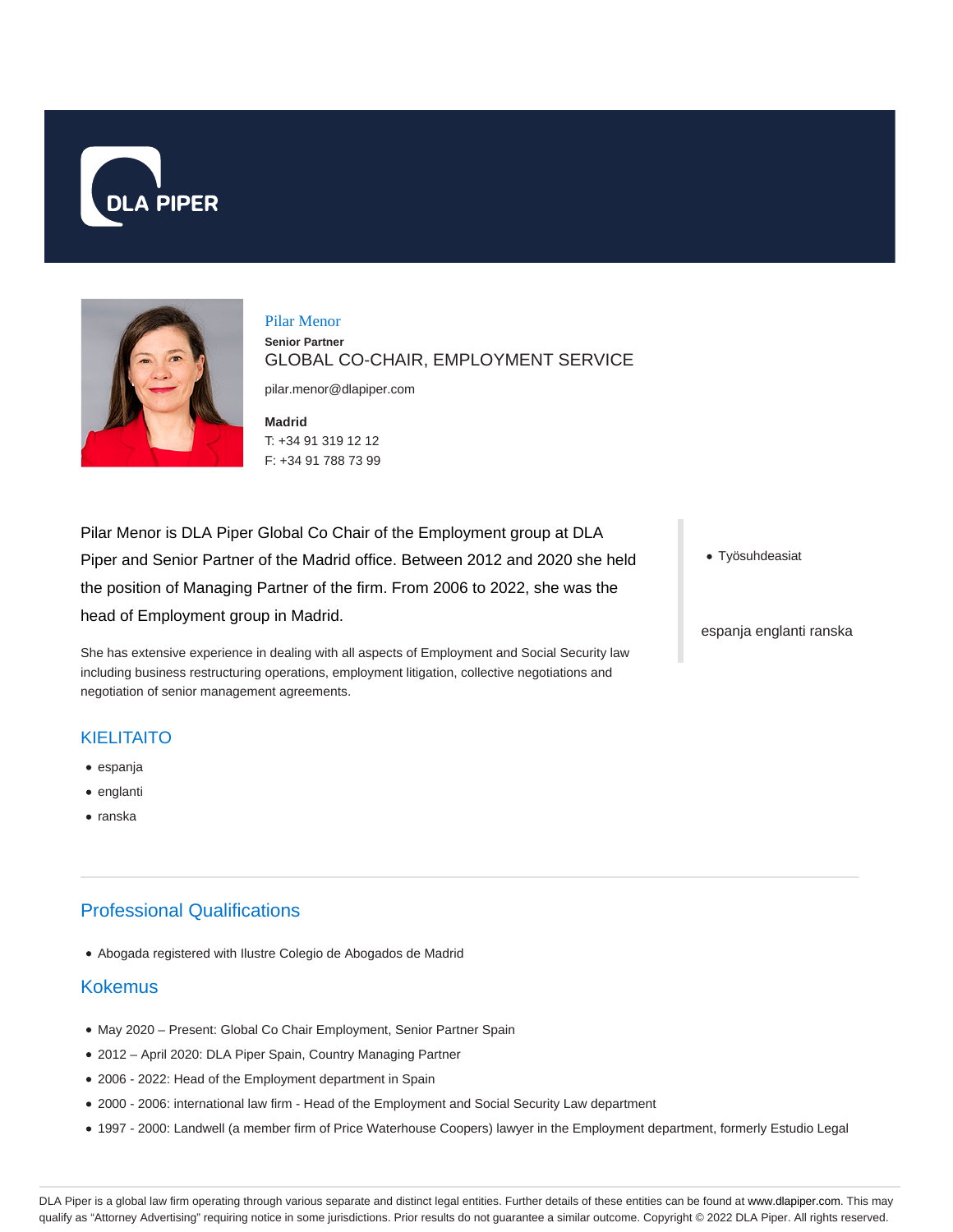DLA PIPER

## Pilar Menor

**Senior Partner**

GLOBAL CO-CHAIR, EMPLOYMENT SERVICE

pilar.menor@dlapiper.com

**Madrid**
T: +34 91 319 12 12
F: +34 91 788 73 99

Pilar Menor is DLA Piper Global Co Chair of the Employment group at DLA Piper and Senior Partner of the Madrid office. Between 2012 and 2020 she held the position of Managing Partner of the firm. From 2006 to 2022, she was the head of Employment group in Madrid.

She has extensive experience in dealing with all aspects of Employment and Social Security law including business restructuring operations, employment litigation, collective negotiations and negotiation of senior management agreements.

- Työsuhdeasiat

espanja englanti ranska

## KIELITAITO

- espanja
- englanti
- ranska

## Professional Qualifications

- Abogada registered with Ilustre Colegio de Abogados de Madrid

## Kokemus

- May 2020 – Present: Global Co Chair Employment, Senior Partner Spain
- 2012 – April 2020: DLA Piper Spain, Country Managing Partner
- 2006 - 2022: Head of the Employment department in Spain
- 2000 - 2006: international law firm - Head of the Employment and Social Security Law department
- 1997 - 2000: Landwell (a member firm of Price Waterhouse Coopers) lawyer in the Employment department, formerly Estudio Legal

DLA Piper is a global law firm operating through various separate and distinct legal entities. Further details of these entities can be found at www.dlapiper.com. This may qualify as "Attorney Advertising" requiring notice in some jurisdictions. Prior results do not guarantee a similar outcome. Copyright © 2022 DLA Piper. All rights reserved.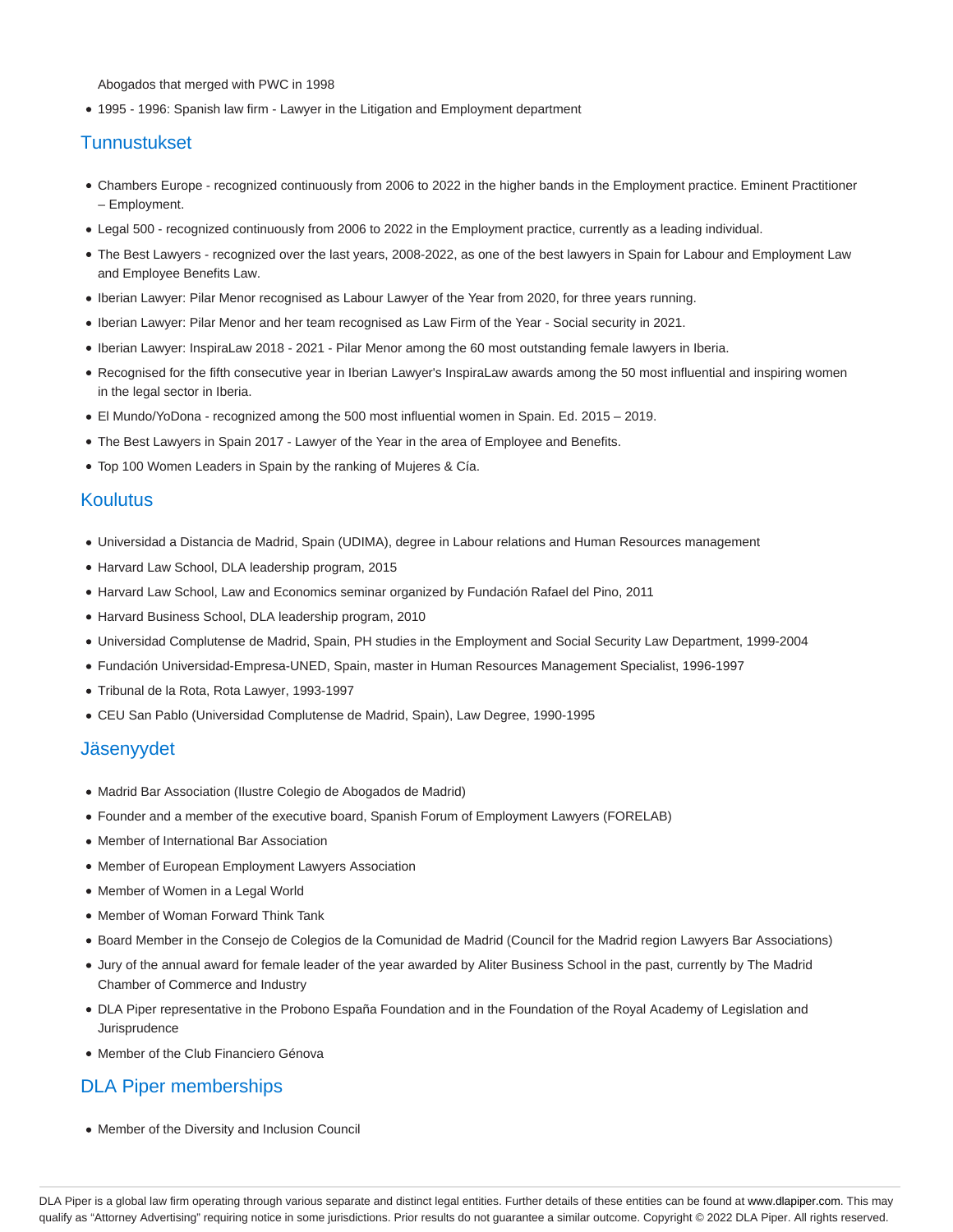Abogados that merged with PWC in 1998

- 1995 - 1996: Spanish law firm - Lawyer in the Litigation and Employment department

## Tunnustukset

- Chambers Europe - recognized continuously from 2006 to 2022 in the higher bands in the Employment practice. Eminent Practitioner – Employment.
- Legal 500 - recognized continuously from 2006 to 2022 in the Employment practice, currently as a leading individual.
- The Best Lawyers - recognized over the last years, 2008-2022, as one of the best lawyers in Spain for Labour and Employment Law and Employee Benefits Law.
- Iberian Lawyer: Pilar Menor recognised as Labour Lawyer of the Year from 2020, for three years running.
- Iberian Lawyer: Pilar Menor and her team recognised as Law Firm of the Year - Social security in 2021.
- Iberian Lawyer: InspiraLaw 2018 - 2021 - Pilar Menor among the 60 most outstanding female lawyers in Iberia.
- Recognised for the fifth consecutive year in Iberian Lawyer's InspiraLaw awards among the 50 most influential and inspiring women in the legal sector in Iberia.
- El Mundo/YoDona - recognized among the 500 most influential women in Spain. Ed. 2015 – 2019.
- The Best Lawyers in Spain 2017 - Lawyer of the Year in the area of Employee and Benefits.
- Top 100 Women Leaders in Spain by the ranking of Mujeres & Cía.

## Koulutus

- Universidad a Distancia de Madrid, Spain (UDIMA), degree in Labour relations and Human Resources management
- Harvard Law School, DLA leadership program, 2015
- Harvard Law School, Law and Economics seminar organized by Fundación Rafael del Pino, 2011
- Harvard Business School, DLA leadership program, 2010
- Universidad Complutense de Madrid, Spain, PH studies in the Employment and Social Security Law Department, 1999-2004
- Fundación Universidad-Empresa-UNED, Spain, master in Human Resources Management Specialist, 1996-1997
- Tribunal de la Rota, Rota Lawyer, 1993-1997
- CEU San Pablo (Universidad Complutense de Madrid, Spain), Law Degree, 1990-1995

## Jäsenyydet

- Madrid Bar Association (Ilustre Colegio de Abogados de Madrid)
- Founder and a member of the executive board, Spanish Forum of Employment Lawyers (FORELAB)
- Member of International Bar Association
- Member of European Employment Lawyers Association
- Member of Women in a Legal World
- Member of Woman Forward Think Tank
- Board Member in the Consejo de Colegios de la Comunidad de Madrid (Council for the Madrid region Lawyers Bar Associations)
- Jury of the annual award for female leader of the year awarded by Aliter Business School in the past, currently by The Madrid Chamber of Commerce and Industry
- DLA Piper representative in the Probono España Foundation and in the Foundation of the Royal Academy of Legislation and Jurisprudence
- Member of the Club Financiero Génova

## DLA Piper memberships

- Member of the Diversity and Inclusion Council

DLA Piper is a global law firm operating through various separate and distinct legal entities. Further details of these entities can be found at www.dlapiper.com. This may qualify as "Attorney Advertising" requiring notice in some jurisdictions. Prior results do not guarantee a similar outcome. Copyright © 2022 DLA Piper. All rights reserved.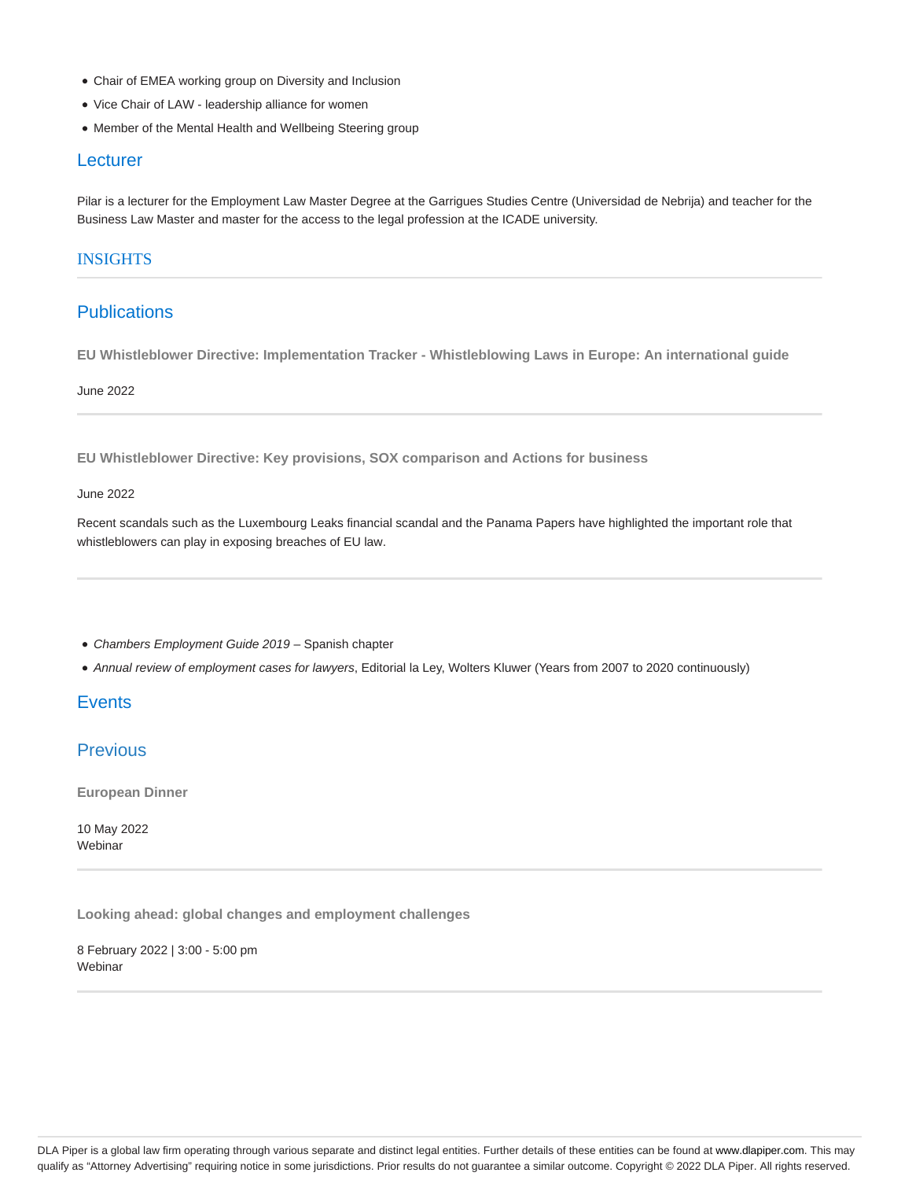- Chair of EMEA working group on Diversity and Inclusion
- Vice Chair of LAW - leadership alliance for women
- Member of the Mental Health and Wellbeing Steering group

## Lecturer

Pilar is a lecturer for the Employment Law Master Degree at the Garrigues Studies Centre (Universidad de Nebrija) and teacher for the Business Law Master and master for the access to the legal profession at the ICADE university.

## INSIGHTS

## Publications

**EU Whistleblower Directive: Implementation Tracker - Whistleblowing Laws in Europe: An international guide**

June 2022

**EU Whistleblower Directive: Key provisions, SOX comparison and Actions for business**

June 2022

Recent scandals such as the Luxembourg Leaks financial scandal and the Panama Papers have highlighted the important role that whistleblowers can play in exposing breaches of EU law.

- *Chambers Employment Guide 2019* – Spanish chapter
- *Annual review of employment cases for lawyers*, Editorial la Ley, Wolters Kluwer (Years from 2007 to 2020 continuously)

## Events

## Previous

**European Dinner**

10 May 2022
Webinar

**Looking ahead: global changes and employment challenges**

8 February 2022 | 3:00 - 5:00 pm
Webinar

DLA Piper is a global law firm operating through various separate and distinct legal entities. Further details of these entities can be found at www.dlapiper.com. This may qualify as "Attorney Advertising" requiring notice in some jurisdictions. Prior results do not guarantee a similar outcome. Copyright © 2022 DLA Piper. All rights reserved.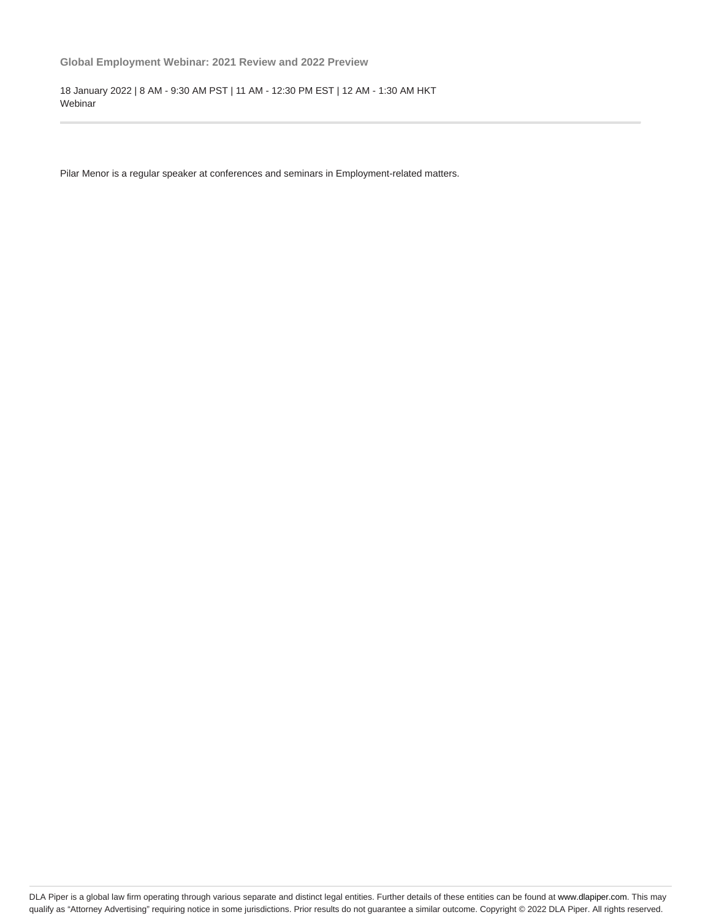**Global Employment Webinar: 2021 Review and 2022 Preview**

18 January 2022 | 8 AM - 9:30 AM PST | 11 AM - 12:30 PM EST | 12 AM - 1:30 AM HKT
Webinar

---

Pilar Menor is a regular speaker at conferences and seminars in Employment-related matters.

DLA Piper is a global law firm operating through various separate and distinct legal entities. Further details of these entities can be found at www.dlapiper.com. This may qualify as "Attorney Advertising" requiring notice in some jurisdictions. Prior results do not guarantee a similar outcome. Copyright © 2022 DLA Piper. All rights reserved.